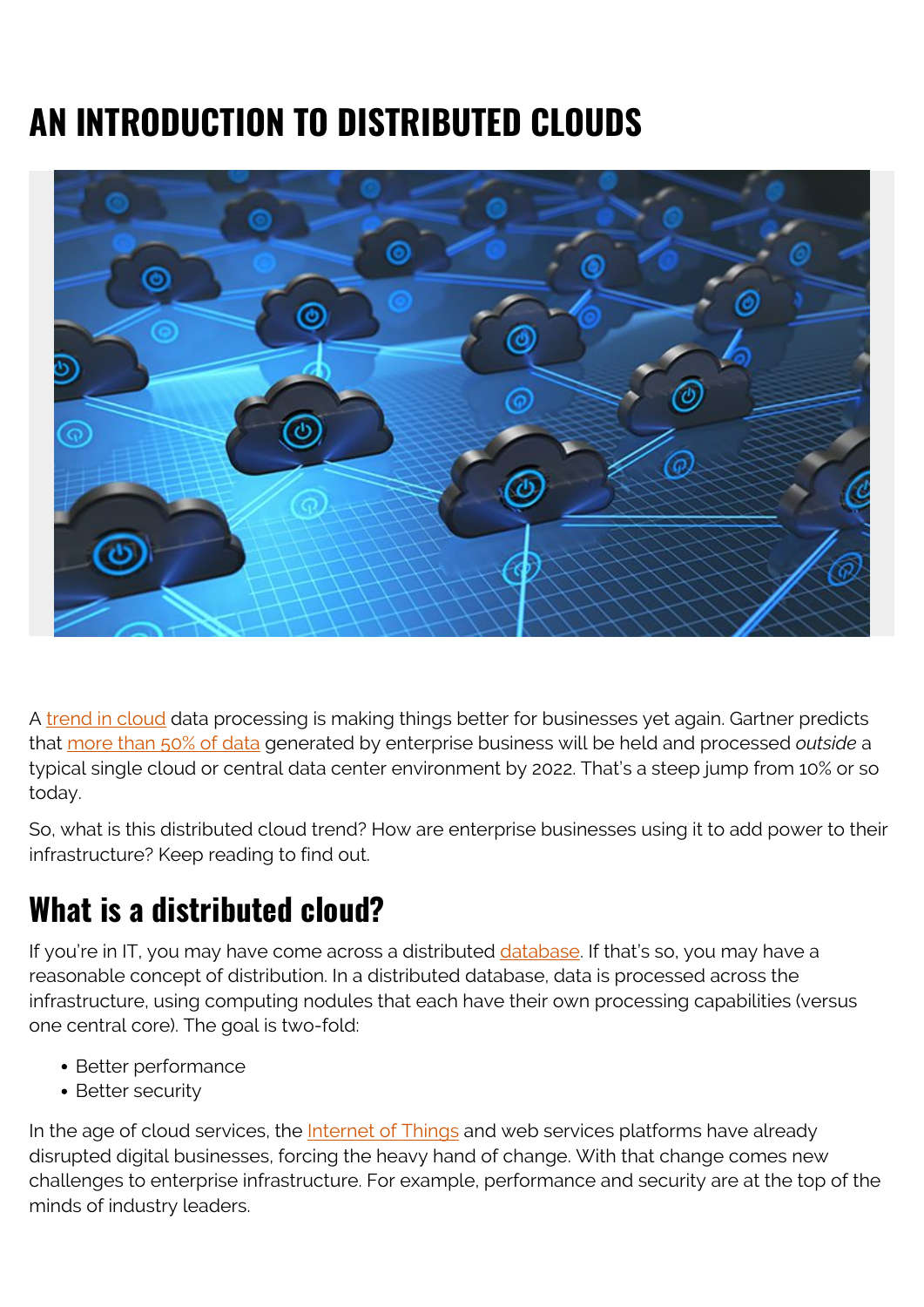# AN INTRODUCTION TO DISTRIBUTED CLOUDS

A trend in cloud data processing is making things better for businesses yet again. Gartner predicts that more than 50% of data generated by enterprise business will be held and processed *outside* a typical single cloud or central data center environment by 2022. That's a steep jump from 10% or so today.

So, what is this distributed cloud trend? How are enterprise businesses using it to add power to their infrastructure? Keep reading to find out.

## What is a distributed cloud?

If you're in IT, you may have come across a distributed database. If that's so, you may have a reasonable concept of distribution. In a distributed database, data is processed across the infrastructure, using computing nodules that each have their own processing capabilities (versus one central core). The goal is two-fold:

- Better performance
- Better security

In the age of cloud services, the Internet of Things and web services platforms have already disrupted digital businesses, forcing the heavy hand of change. With that change comes new challenges to enterprise infrastructure. For example, performance and security are at the top of the minds of industry leaders.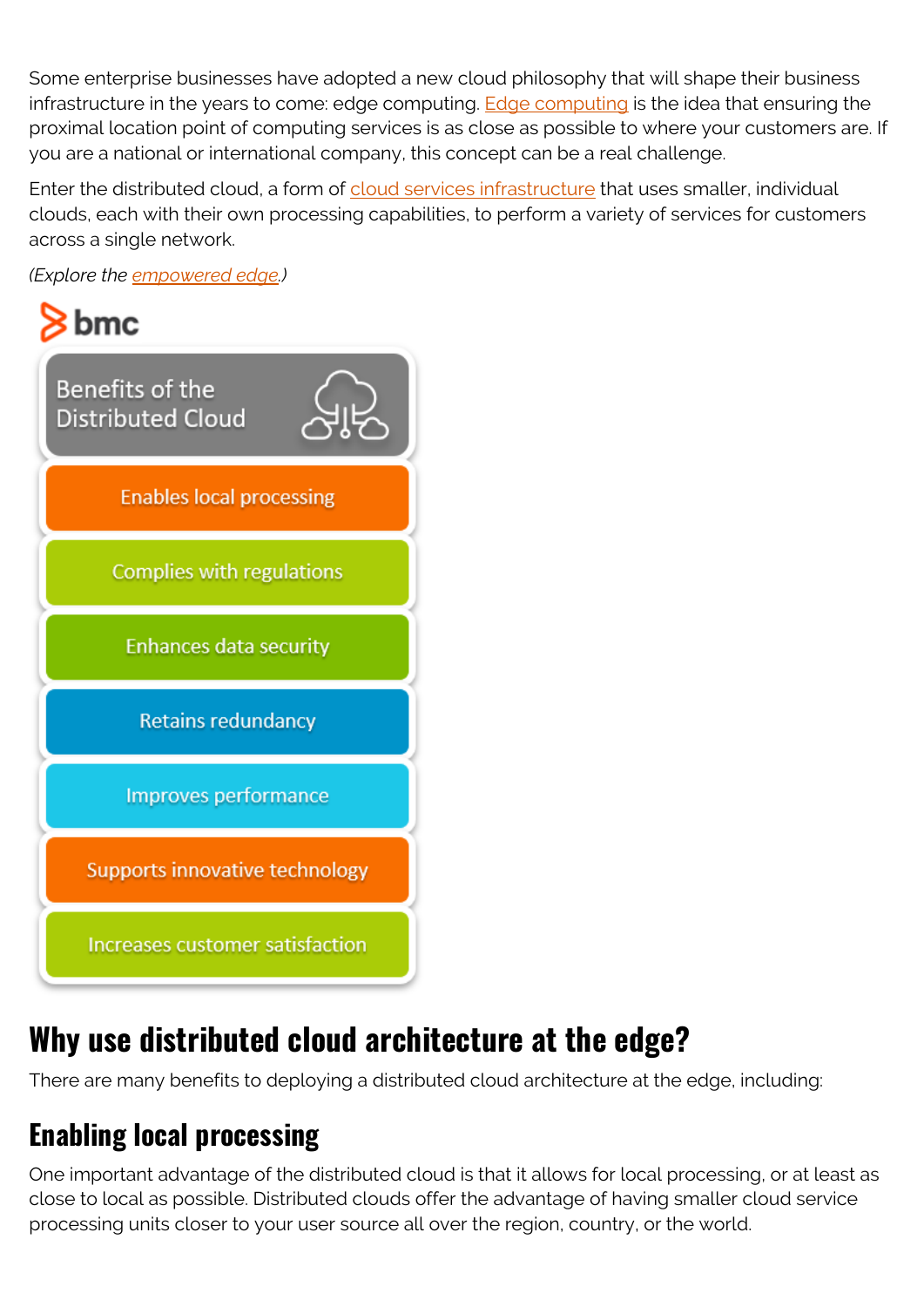Some enterprise businesses have adopted a new cloud philosophy that will shape their business infrastructure in the years to come: edge computing. Edge computing is the idea that ensuring the proximal location point of computing services is as close as possible to where your customers are. If you are a national or international company, this concept can be a real challenge.

Enter the distributed cloud, a form of cloud services infrastructure that uses smaller, individual clouds, each with their own processing capabilities, to perform a variety of services for customers across a single network.

*(Explore the empowered edge.)*

bmc

**Benefits of the Distributed Cloud**

- Enables local processing
- Complies with regulations
- Enhances data security
- Retains redundancy
- Improves performance
- Supports innovative technology
- Increases customer satisfaction

## Why use distributed cloud architecture at the edge?

There are many benefits to deploying a distributed cloud architecture at the edge, including:

### Enabling local processing

One important advantage of the distributed cloud is that it allows for local processing, or at least as close to local as possible. Distributed clouds offer the advantage of having smaller cloud service processing units closer to your user source all over the region, country, or the world.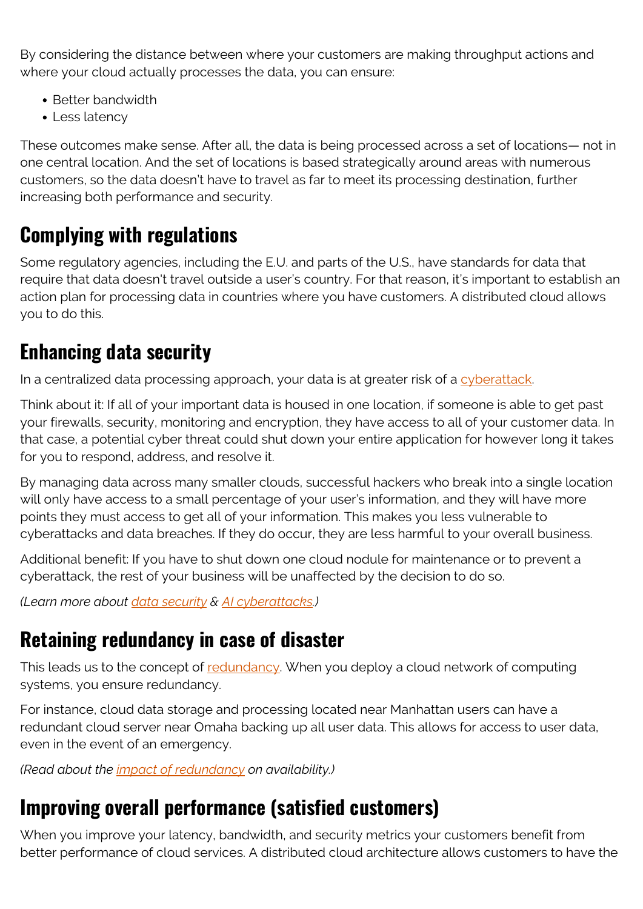By considering the distance between where your customers are making throughput actions and where your cloud actually processes the data, you can ensure:

- Better bandwidth
- Less latency

These outcomes make sense. After all, the data is being processed across a set of locations— not in one central location. And the set of locations is based strategically around areas with numerous customers, so the data doesn't have to travel as far to meet its processing destination, further increasing both performance and security.

## Complying with regulations

Some regulatory agencies, including the E.U. and parts of the U.S., have standards for data that require that data doesn't travel outside a user's country. For that reason, it's important to establish an action plan for processing data in countries where you have customers. A distributed cloud allows you to do this.

## Enhancing data security

In a centralized data processing approach, your data is at greater risk of a cyberattack.

Think about it: If all of your important data is housed in one location, if someone is able to get past your firewalls, security, monitoring and encryption, they have access to all of your customer data. In that case, a potential cyber threat could shut down your entire application for however long it takes for you to respond, address, and resolve it.

By managing data across many smaller clouds, successful hackers who break into a single location will only have access to a small percentage of your user's information, and they will have more points they must access to get all of your information. This makes you less vulnerable to cyberattacks and data breaches. If they do occur, they are less harmful to your overall business.

Additional benefit: If you have to shut down one cloud nodule for maintenance or to prevent a cyberattack, the rest of your business will be unaffected by the decision to do so.

*(Learn more about data security & AI cyberattacks.)*

## Retaining redundancy in case of disaster

This leads us to the concept of redundancy. When you deploy a cloud network of computing systems, you ensure redundancy.

For instance, cloud data storage and processing located near Manhattan users can have a redundant cloud server near Omaha backing up all user data. This allows for access to user data, even in the event of an emergency.

*(Read about the impact of redundancy on availability.)*

## Improving overall performance (satisfied customers)

When you improve your latency, bandwidth, and security metrics your customers benefit from better performance of cloud services. A distributed cloud architecture allows customers to have the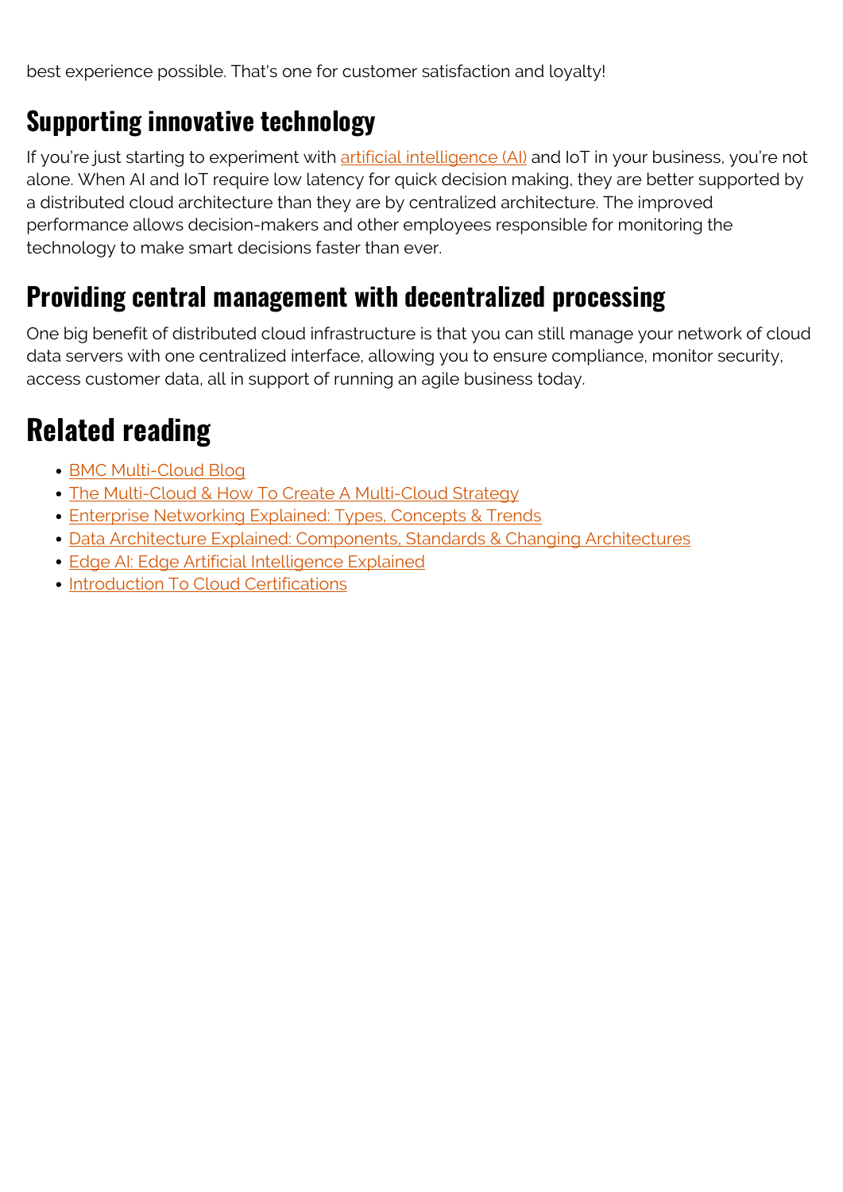best experience possible. That's one for customer satisfaction and loyalty!

## Supporting innovative technology

If you're just starting to experiment with artificial intelligence (AI) and IoT in your business, you're not alone. When AI and IoT require low latency for quick decision making, they are better supported by a distributed cloud architecture than they are by centralized architecture. The improved performance allows decision-makers and other employees responsible for monitoring the technology to make smart decisions faster than ever.

## Providing central management with decentralized processing

One big benefit of distributed cloud infrastructure is that you can still manage your network of cloud data servers with one centralized interface, allowing you to ensure compliance, monitor security, access customer data, all in support of running an agile business today.

# Related reading

- BMC Multi-Cloud Blog
- The Multi-Cloud & How To Create A Multi-Cloud Strategy
- Enterprise Networking Explained: Types, Concepts & Trends
- Data Architecture Explained: Components, Standards & Changing Architectures
- Edge AI: Edge Artificial Intelligence Explained
- Introduction To Cloud Certifications